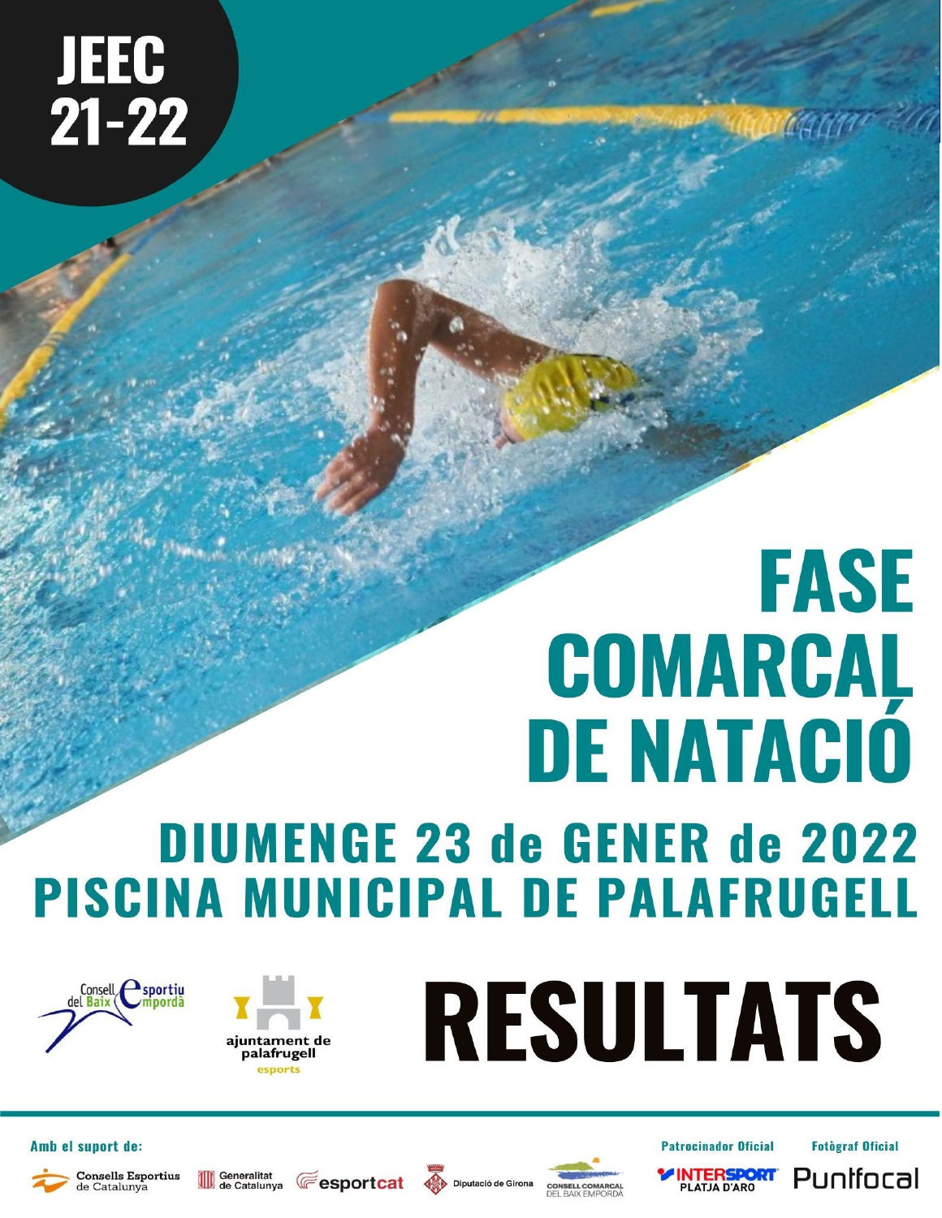# JEEC 21-22

# FASE COMARCAL DE NATACIÓ

## DIUMENGE 23 de GENER de 2022
## PISCINA MUNICIPAL DE PALAFRUGELL

Consell Esportiu del Baix Empordà

ajuntament de palafrugell
esports

# RESULTATS

Amb el suport de:

Consells Esportius de Catalunya · Generalitat de Catalunya · esportcat · Diputació de Girona · Consell Comarcal del Baix Empordà

Patrocinador Oficial: INTERSPORT PLATJA D'ARO

Fotògraf Oficial: Puntfocal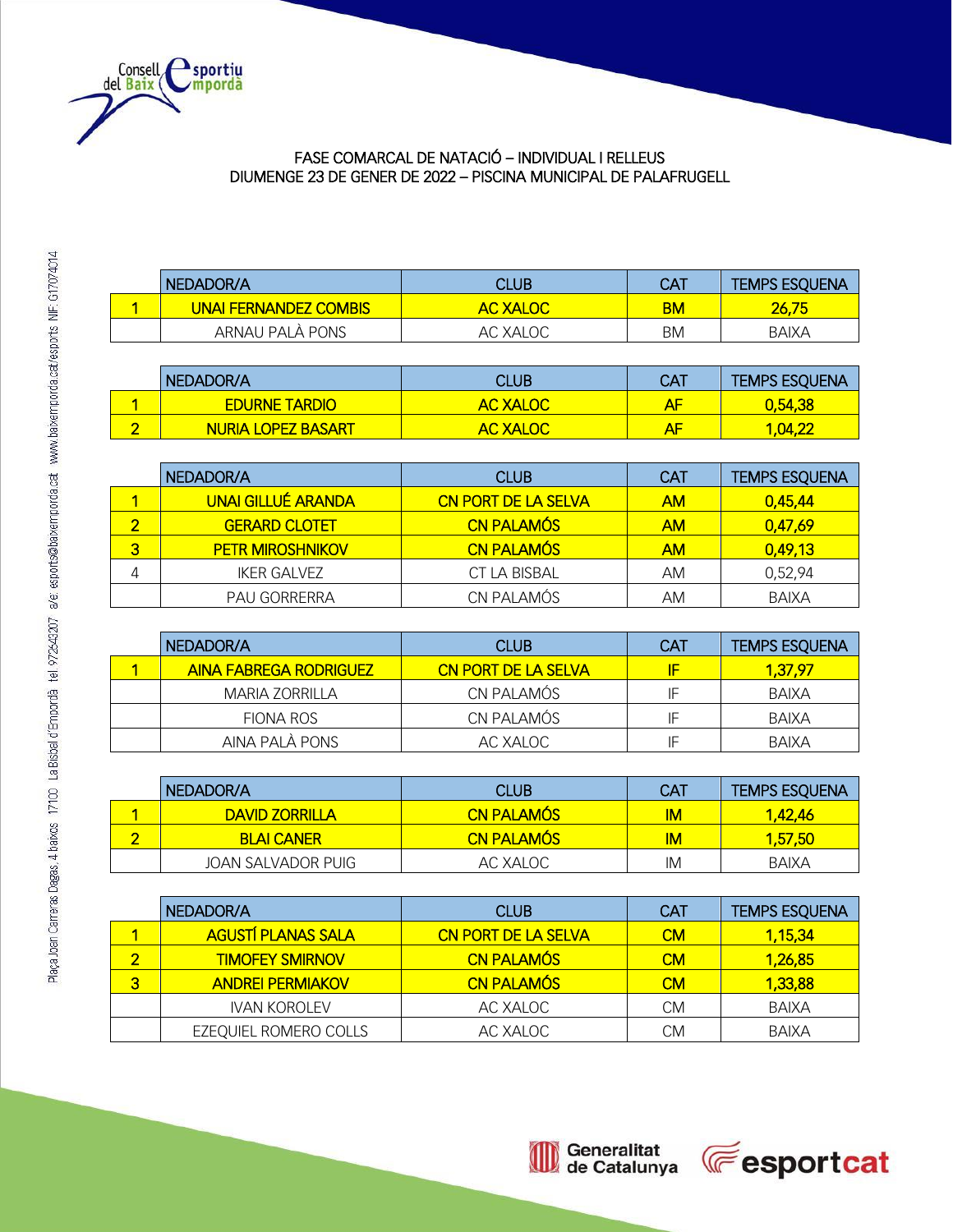FASE COMARCAL DE NATACIÓ – INDIVIDUAL I RELLEUS
DIUMENGE 23 DE GENER DE 2022 – PISCINA MUNICIPAL DE PALAFRUGELL

| | NEDADOR/A | CLUB | CAT | TEMPS ESQUENA |
|---|---|---|---|---|
| 1 | UNAI FERNANDEZ COMBIS | AC XALOC | BM | 26,75 |
| | ARNAU PALÀ PONS | AC XALOC | BM | BAIXA |

| | NEDADOR/A | CLUB | CAT | TEMPS ESQUENA |
|---|---|---|---|---|
| 1 | EDURNE TARDIO | AC XALOC | AF | 0,54,38 |
| 2 | NURIA LOPEZ BASART | AC XALOC | AF | 1,04,22 |

| | NEDADOR/A | CLUB | CAT | TEMPS ESQUENA |
|---|---|---|---|---|
| 1 | UNAI GILLUÉ ARANDA | CN PORT DE LA SELVA | AM | 0,45,44 |
| 2 | GERARD CLOTET | CN PALAMÓS | AM | 0,47,69 |
| 3 | PETR MIROSHNIKOV | CN PALAMÓS | AM | 0,49,13 |
| 4 | IKER GALVEZ | CT LA BISBAL | AM | 0,52,94 |
| | PAU GORRERRA | CN PALAMÓS | AM | BAIXA |

| | NEDADOR/A | CLUB | CAT | TEMPS ESQUENA |
|---|---|---|---|---|
| 1 | AINA FABREGA RODRIGUEZ | CN PORT DE LA SELVA | IF | 1,37,97 |
| | MARIA ZORRILLA | CN PALAMÓS | IF | BAIXA |
| | FIONA ROS | CN PALAMÓS | IF | BAIXA |
| | AINA PALÀ PONS | AC XALOC | IF | BAIXA |

| | NEDADOR/A | CLUB | CAT | TEMPS ESQUENA |
|---|---|---|---|---|
| 1 | DAVID ZORRILLA | CN PALAMÓS | IM | 1,42,46 |
| 2 | BLAI CANER | CN PALAMÓS | IM | 1,57,50 |
| | JOAN SALVADOR PUIG | AC XALOC | IM | BAIXA |

| | NEDADOR/A | CLUB | CAT | TEMPS ESQUENA |
|---|---|---|---|---|
| 1 | AGUSTÍ PLANAS SALA | CN PORT DE LA SELVA | CM | 1,15,34 |
| 2 | TIMOFEY SMIRNOV | CN PALAMÓS | CM | 1,26,85 |
| 3 | ANDREI PERMIAKOV | CN PALAMÓS | CM | 1,33,88 |
| | IVAN KOROLEV | AC XALOC | CM | BAIXA |
| | EZEQUIEL ROMERO COLLS | AC XALOC | CM | BAIXA |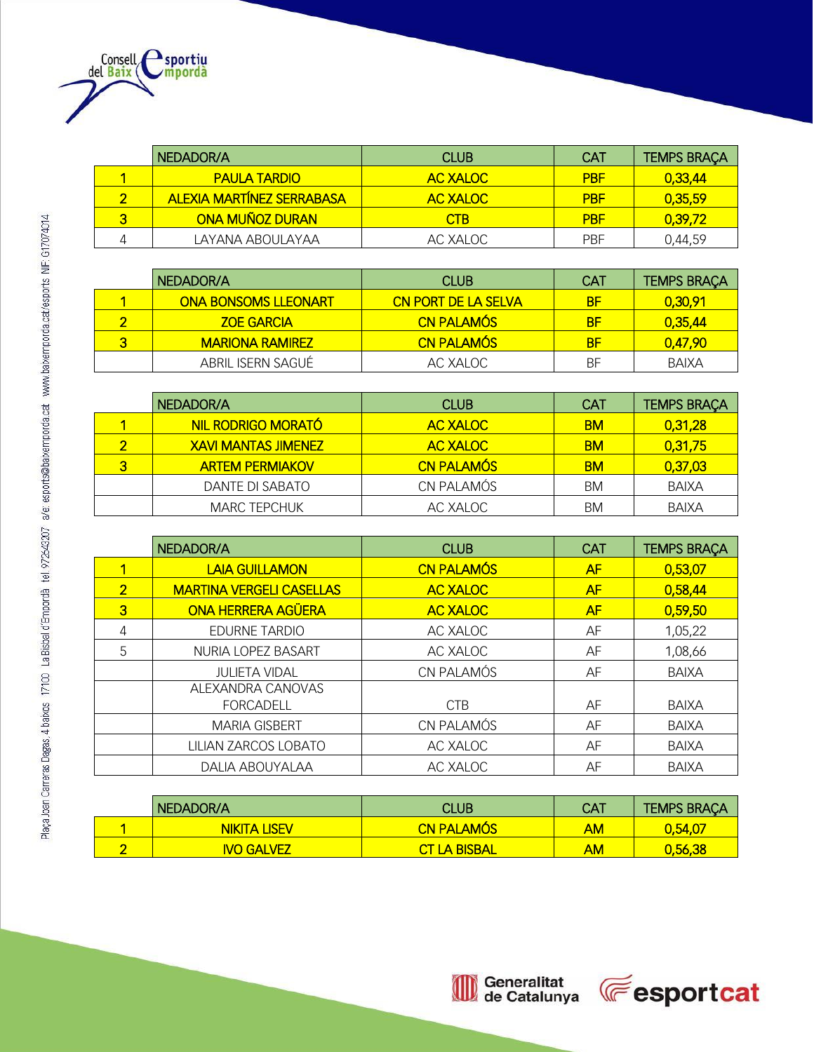| | NEDADOR/A | CLUB | CAT | TEMPS BRAÇA |
|---|---|---|---|---|
| 1 | PAULA TARDIO | AC XALOC | PBF | 0,33,44 |
| 2 | ALEXIA MARTÍNEZ SERRABASA | AC XALOC | PBF | 0,35,59 |
| 3 | ONA MUÑOZ DURAN | CTB | PBF | 0,39,72 |
| 4 | LAYANA ABOULAYAA | AC XALOC | PBF | 0,44,59 |

| | NEDADOR/A | CLUB | CAT | TEMPS BRAÇA |
|---|---|---|---|---|
| 1 | ONA BONSOMS LLEONART | CN PORT DE LA SELVA | BF | 0,30,91 |
| 2 | ZOE GARCIA | CN PALAMÓS | BF | 0,35,44 |
| 3 | MARIONA RAMIREZ | CN PALAMÓS | BF | 0,47,90 |
| | ABRIL ISERN SAGUÉ | AC XALOC | BF | BAIXA |

| | NEDADOR/A | CLUB | CAT | TEMPS BRAÇA |
|---|---|---|---|---|
| 1 | NIL RODRIGO MORATÓ | AC XALOC | BM | 0,31,28 |
| 2 | XAVI MANTAS JIMENEZ | AC XALOC | BM | 0,31,75 |
| 3 | ARTEM PERMIAKOV | CN PALAMÓS | BM | 0,37,03 |
| | DANTE DI SABATO | CN PALAMÓS | BM | BAIXA |
| | MARC TEPCHUK | AC XALOC | BM | BAIXA |

| | NEDADOR/A | CLUB | CAT | TEMPS BRAÇA |
|---|---|---|---|---|
| 1 | LAIA GUILLAMON | CN PALAMÓS | AF | 0,53,07 |
| 2 | MARTINA VERGELI CASELLAS | AC XALOC | AF | 0,58,44 |
| 3 | ONA HERRERA AGÜERA | AC XALOC | AF | 0,59,50 |
| 4 | EDURNE TARDIO | AC XALOC | AF | 1,05,22 |
| 5 | NURIA LOPEZ BASART | AC XALOC | AF | 1,08,66 |
| | JULIETA VIDAL | CN PALAMÓS | AF | BAIXA |
| | ALEXANDRA CANOVAS FORCADELL | CTB | AF | BAIXA |
| | MARIA GISBERT | CN PALAMÓS | AF | BAIXA |
| | LILIAN ZARCOS LOBATO | AC XALOC | AF | BAIXA |
| | DALIA ABOUYALAA | AC XALOC | AF | BAIXA |

| | NEDADOR/A | CLUB | CAT | TEMPS BRAÇA |
|---|---|---|---|---|
| 1 | NIKITA LISEV | CN PALAMÓS | AM | 0,54,07 |
| 2 | IVO GALVEZ | CT LA BISBAL | AM | 0,56,38 |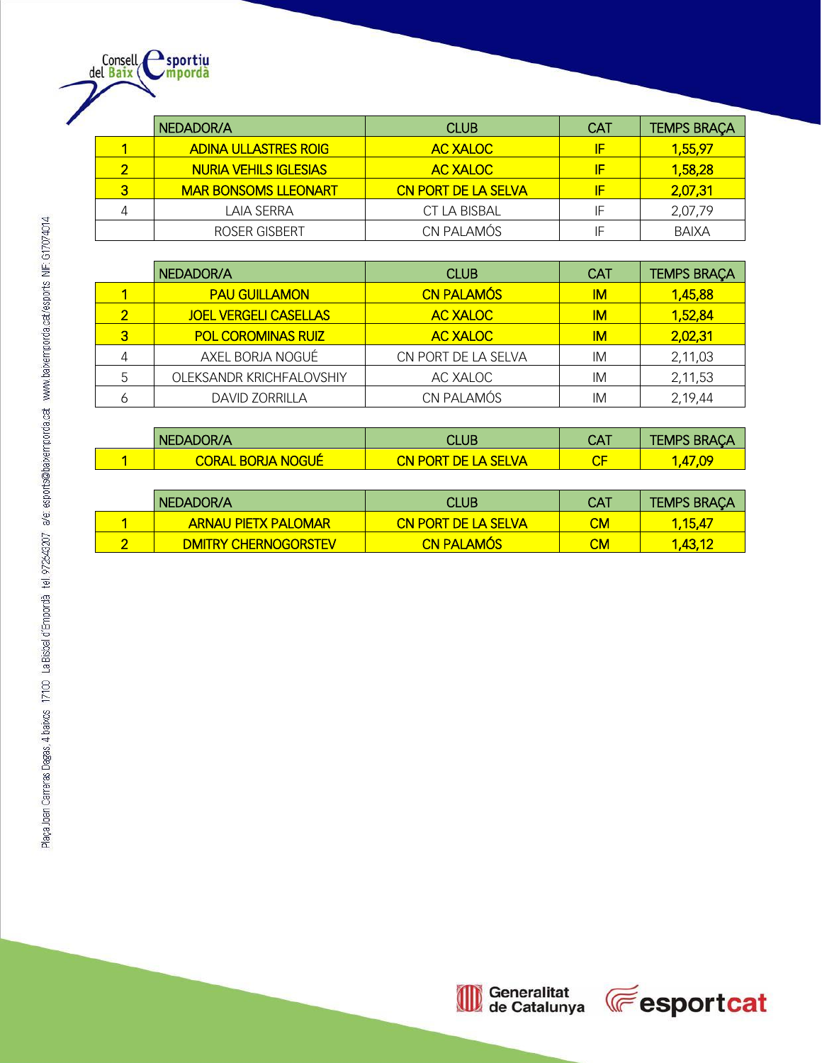| | NEDADOR/A | CLUB | CAT | TEMPS BRAÇA |
|---|---|---|---|---|
| 1 | ADINA ULLASTRES ROIG | AC XALOC | IF | 1,55,97 |
| 2 | NURIA VEHILS IGLESIAS | AC XALOC | IF | 1,58,28 |
| 3 | MAR BONSOMS LLEONART | CN PORT DE LA SELVA | IF | 2,07,31 |
| 4 | LAIA SERRA | CT LA BISBAL | IF | 2,07,79 |
| | ROSER GISBERT | CN PALAMÓS | IF | BAIXA |

| | NEDADOR/A | CLUB | CAT | TEMPS BRAÇA |
|---|---|---|---|---|
| 1 | PAU GUILLAMON | CN PALAMÓS | IM | 1,45,88 |
| 2 | JOEL VERGELI CASELLAS | AC XALOC | IM | 1,52,84 |
| 3 | POL COROMINAS RUIZ | AC XALOC | IM | 2,02,31 |
| 4 | AXEL BORJA NOGUÉ | CN PORT DE LA SELVA | IM | 2,11,03 |
| 5 | OLEKSANDR KRICHFALOVSHIY | AC XALOC | IM | 2,11,53 |
| 6 | DAVID ZORRILLA | CN PALAMÓS | IM | 2,19,44 |

| | NEDADOR/A | CLUB | CAT | TEMPS BRAÇA |
|---|---|---|---|---|
| 1 | CORAL BORJA NOGUÉ | CN PORT DE LA SELVA | CF | 1,47,09 |

| | NEDADOR/A | CLUB | CAT | TEMPS BRAÇA |
|---|---|---|---|---|
| 1 | ARNAU PIETX PALOMAR | CN PORT DE LA SELVA | CM | 1,15,47 |
| 2 | DMITRY CHERNOGORSTEV | CN PALAMÓS | CM | 1,43,12 |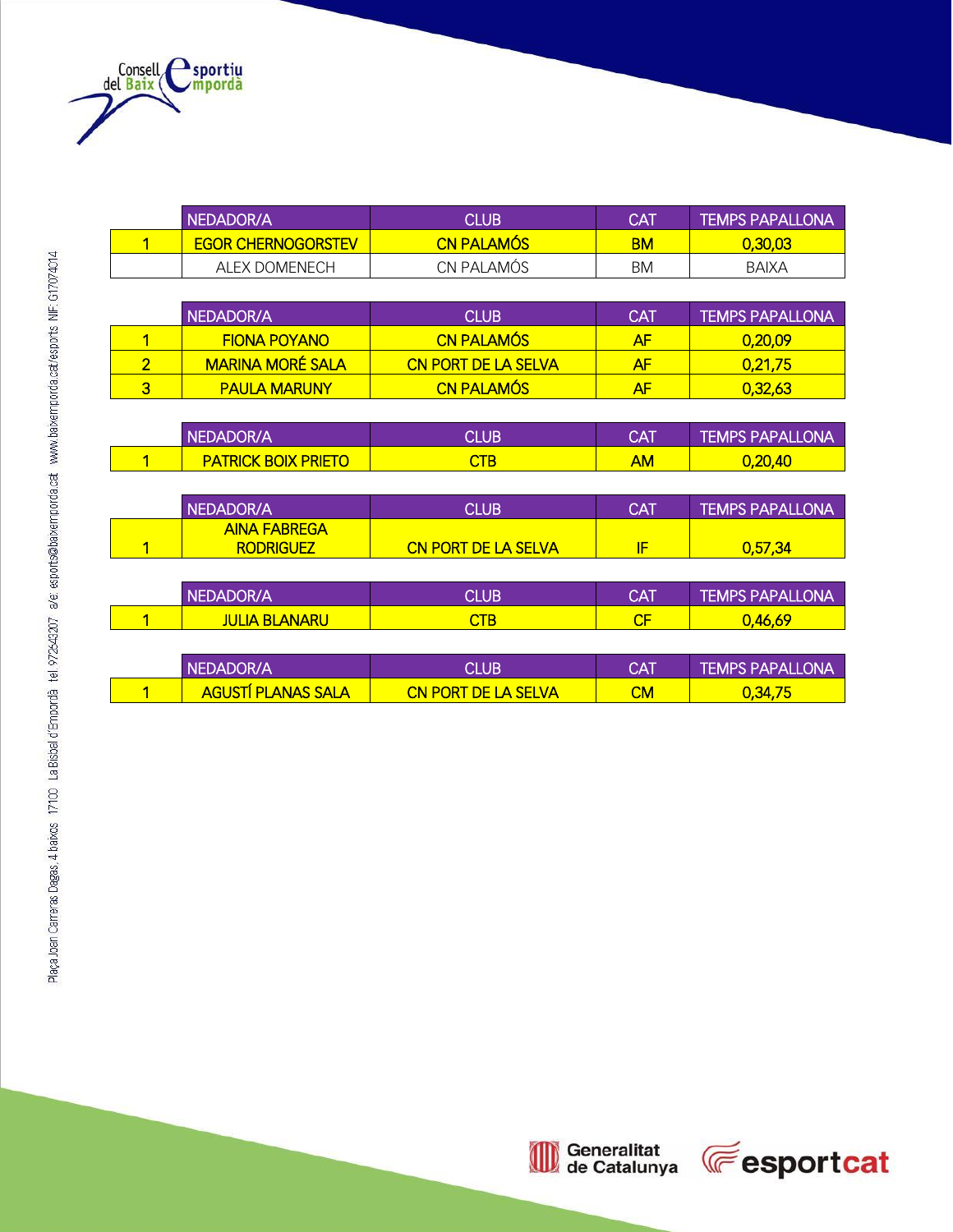| | NEDADOR/A | CLUB | CAT | TEMPS PAPALLONA |
|---|---|---|---|---|
| 1 | EGOR CHERNOGORSTEV | CN PALAMÓS | BM | 0,30,03 |
| | ALEX DOMENECH | CN PALAMÓS | BM | BAIXA |

| | NEDADOR/A | CLUB | CAT | TEMPS PAPALLONA |
|---|---|---|---|---|
| 1 | FIONA POYANO | CN PALAMÓS | AF | 0,20,09 |
| 2 | MARINA MORÉ SALA | CN PORT DE LA SELVA | AF | 0,21,75 |
| 3 | PAULA MARUNY | CN PALAMÓS | AF | 0,32,63 |

| | NEDADOR/A | CLUB | CAT | TEMPS PAPALLONA |
|---|---|---|---|---|
| 1 | PATRICK BOIX PRIETO | CTB | AM | 0,20,40 |

| | NEDADOR/A | CLUB | CAT | TEMPS PAPALLONA |
|---|---|---|---|---|
| 1 | AINA FABREGA RODRIGUEZ | CN PORT DE LA SELVA | IF | 0,57,34 |

| | NEDADOR/A | CLUB | CAT | TEMPS PAPALLONA |
|---|---|---|---|---|
| 1 | JULIA BLANARU | CTB | CF | 0,46,69 |

| | NEDADOR/A | CLUB | CAT | TEMPS PAPALLONA |
|---|---|---|---|---|
| 1 | AGUSTÍ PLANAS SALA | CN PORT DE LA SELVA | CM | 0,34,75 |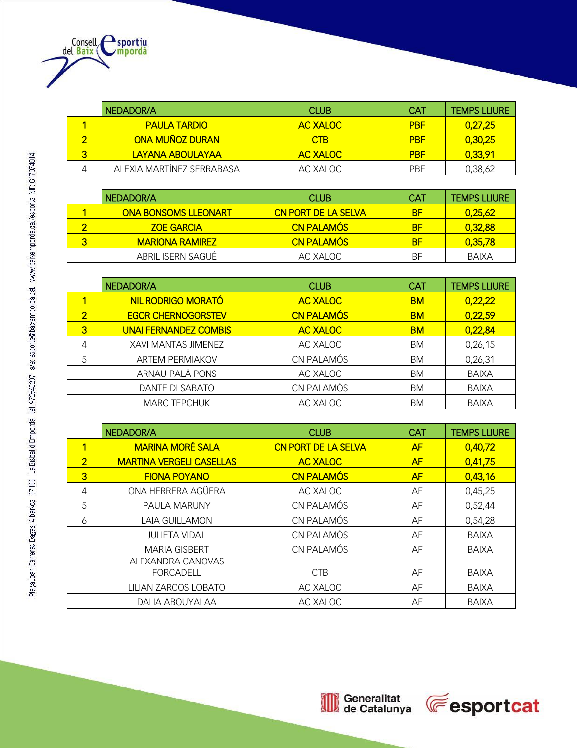| | NEDADOR/A | CLUB | CAT | TEMPS LLIURE |
|---|---|---|---|---|
| 1 | PAULA TARDIO | AC XALOC | PBF | 0,27,25 |
| 2 | ONA MUÑOZ DURAN | CTB | PBF | 0,30,25 |
| 3 | LAYANA ABOULAYAA | AC XALOC | PBF | 0,33,91 |
| 4 | ALEXIA MARTÍNEZ SERRABASA | AC XALOC | PBF | 0,38,62 |

| | NEDADOR/A | CLUB | CAT | TEMPS LLIURE |
|---|---|---|---|---|
| 1 | ONA BONSOMS LLEONART | CN PORT DE LA SELVA | BF | 0,25,62 |
| 2 | ZOE GARCIA | CN PALAMÓS | BF | 0,32,88 |
| 3 | MARIONA RAMIREZ | CN PALAMÓS | BF | 0,35,78 |
| | ABRIL ISERN SAGUÉ | AC XALOC | BF | BAIXA |

| | NEDADOR/A | CLUB | CAT | TEMPS LLIURE |
|---|---|---|---|---|
| 1 | NIL RODRIGO MORATÓ | AC XALOC | BM | 0,22,22 |
| 2 | EGOR CHERNOGORSTEV | CN PALAMÓS | BM | 0,22,59 |
| 3 | UNAI FERNANDEZ COMBIS | AC XALOC | BM | 0,22,84 |
| 4 | XAVI MANTAS JIMENEZ | AC XALOC | BM | 0,26,15 |
| 5 | ARTEM PERMIAKOV | CN PALAMÓS | BM | 0,26,31 |
| | ARNAU PALÀ PONS | AC XALOC | BM | BAIXA |
| | DANTE DI SABATO | CN PALAMÓS | BM | BAIXA |
| | MARC TEPCHUK | AC XALOC | BM | BAIXA |

| | NEDADOR/A | CLUB | CAT | TEMPS LLIURE |
|---|---|---|---|---|
| 1 | MARINA MORÉ SALA | CN PORT DE LA SELVA | AF | 0,40,72 |
| 2 | MARTINA VERGELI CASELLAS | AC XALOC | AF | 0,41,75 |
| 3 | FIONA POYANO | CN PALAMÓS | AF | 0,43,16 |
| 4 | ONA HERRERA AGÜERA | AC XALOC | AF | 0,45,25 |
| 5 | PAULA MARUNY | CN PALAMÓS | AF | 0,52,44 |
| 6 | LAIA GUILLAMON | CN PALAMÓS | AF | 0,54,28 |
| | JULIETA VIDAL | CN PALAMÓS | AF | BAIXA |
| | MARIA GISBERT | CN PALAMÓS | AF | BAIXA |
| | ALEXANDRA CANOVAS FORCADELL | CTB | AF | BAIXA |
| | LILIAN ZARCOS LOBATO | AC XALOC | AF | BAIXA |
| | DALIA ABOUYALAA | AC XALOC | AF | BAIXA |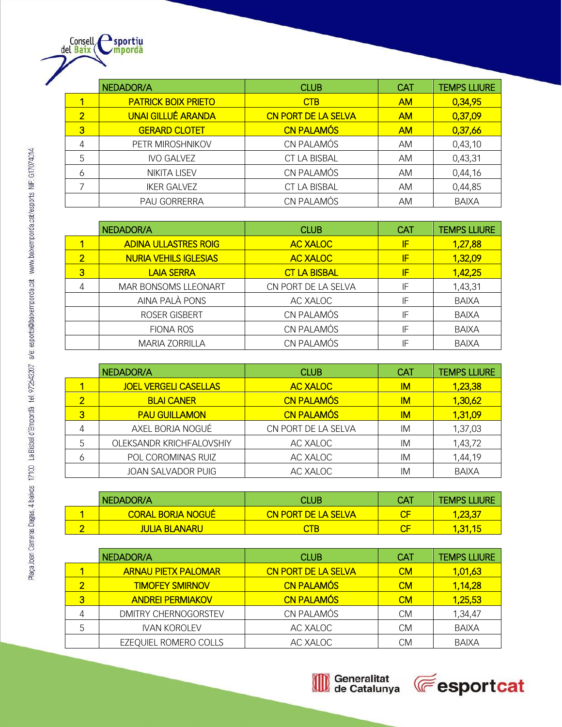| | NEDADOR/A | CLUB | CAT | TEMPS LLIURE |
|---|---|---|---|---|
| 1 | PATRICK BOIX PRIETO | CTB | AM | 0,34,95 |
| 2 | UNAI GILLUÉ ARANDA | CN PORT DE LA SELVA | AM | 0,37,09 |
| 3 | GERARD CLOTET | CN PALAMÓS | AM | 0,37,66 |
| 4 | PETR MIROSHNIKOV | CN PALAMÓS | AM | 0,43,10 |
| 5 | IVO GALVEZ | CT LA BISBAL | AM | 0,43,31 |
| 6 | NIKITA LISEV | CN PALAMÓS | AM | 0,44,16 |
| 7 | IKER GALVEZ | CT LA BISBAL | AM | 0,44,85 |
| | PAU GORRERRA | CN PALAMÓS | AM | BAIXA |

| | NEDADOR/A | CLUB | CAT | TEMPS LLIURE |
|---|---|---|---|---|
| 1 | ADINA ULLASTRES ROIG | AC XALOC | IF | 1,27,88 |
| 2 | NURIA VEHILS IGLESIAS | AC XALOC | IF | 1,32,09 |
| 3 | LAIA SERRA | CT LA BISBAL | IF | 1,42,25 |
| 4 | MAR BONSOMS LLEONART | CN PORT DE LA SELVA | IF | 1,43,31 |
| | AINA PALÀ PONS | AC XALOC | IF | BAIXA |
| | ROSER GISBERT | CN PALAMÓS | IF | BAIXA |
| | FIONA ROS | CN PALAMÓS | IF | BAIXA |
| | MARIA ZORRILLA | CN PALAMÓS | IF | BAIXA |

| | NEDADOR/A | CLUB | CAT | TEMPS LLIURE |
|---|---|---|---|---|
| 1 | JOEL VERGELI CASELLAS | AC XALOC | IM | 1,23,38 |
| 2 | BLAI CANER | CN PALAMÓS | IM | 1,30,62 |
| 3 | PAU GUILLAMON | CN PALAMÓS | IM | 1,31,09 |
| 4 | AXEL BORJA NOGUÉ | CN PORT DE LA SELVA | IM | 1,37,03 |
| 5 | OLEKSANDR KRICHFALOVSHIY | AC XALOC | IM | 1,43,72 |
| 6 | POL COROMINAS RUIZ | AC XALOC | IM | 1,44,19 |
| | JOAN SALVADOR PUIG | AC XALOC | IM | BAIXA |

| | NEDADOR/A | CLUB | CAT | TEMPS LLIURE |
|---|---|---|---|---|
| 1 | CORAL BORJA NOGUÉ | CN PORT DE LA SELVA | CF | 1,23,37 |
| 2 | JULIA BLANARU | CTB | CF | 1,31,15 |

| | NEDADOR/A | CLUB | CAT | TEMPS LLIURE |
|---|---|---|---|---|
| 1 | ARNAU PIETX PALOMAR | CN PORT DE LA SELVA | CM | 1,01,63 |
| 2 | TIMOFEY SMIRNOV | CN PALAMÓS | CM | 1,14,28 |
| 3 | ANDREI PERMIAKOV | CN PALAMÓS | CM | 1,25,53 |
| 4 | DMITRY CHERNOGORSTEV | CN PALAMÓS | CM | 1,34,47 |
| 5 | IVAN KOROLEV | AC XALOC | CM | BAIXA |
| | EZEQUIEL ROMERO COLLS | AC XALOC | CM | BAIXA |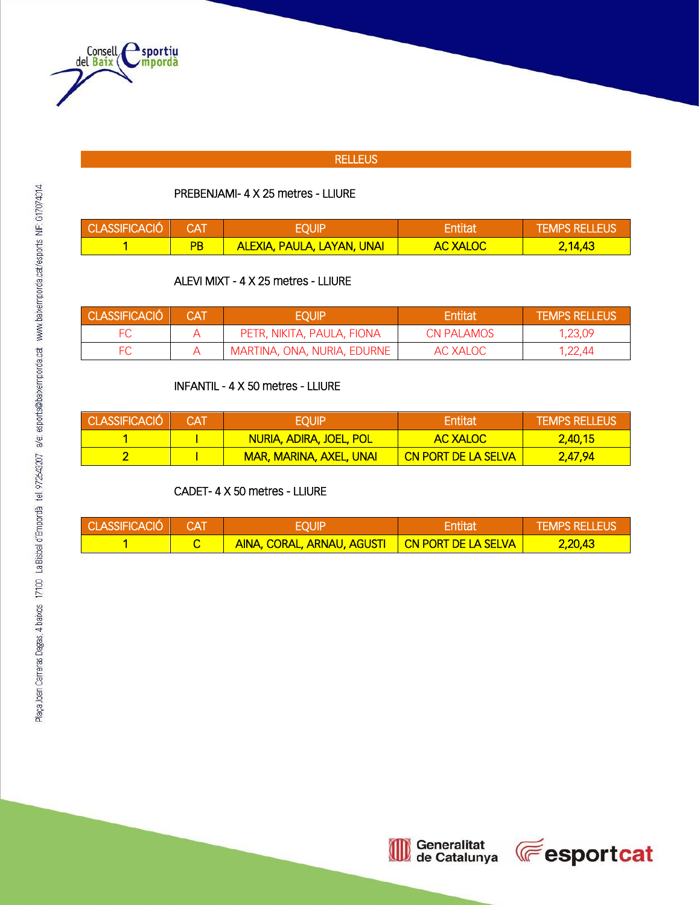## RELLEUS

PREBENJAMI- 4 X 25 metres - LLIURE

| CLASSIFICACIÓ | CAT | EQUIP | Entitat | TEMPS RELLEUS |
|---|---|---|---|---|
| 1 | PB | ALEXIA, PAULA, LAYAN, UNAI | AC XALOC | 2,14,43 |

ALEVI MIXT - 4 X 25 metres - LLIURE

| CLASSIFICACIÓ | CAT | EQUIP | Entitat | TEMPS RELLEUS |
|---|---|---|---|---|
| FC | A | PETR, NIKITA, PAULA, FIONA | CN PALAMOS | 1,23,09 |
| FC | A | MARTINA, ONA, NURIA, EDURNE | AC XALOC | 1,22,44 |

INFANTIL - 4 X 50 metres - LLIURE

| CLASSIFICACIÓ | CAT | EQUIP | Entitat | TEMPS RELLEUS |
|---|---|---|---|---|
| 1 | I | NURIA, ADIRA, JOEL, POL | AC XALOC | 2,40,15 |
| 2 | I | MAR, MARINA, AXEL, UNAI | CN PORT DE LA SELVA | 2,47,94 |

CADET- 4 X 50 metres - LLIURE

| CLASSIFICACIÓ | CAT | EQUIP | Entitat | TEMPS RELLEUS |
|---|---|---|---|---|
| 1 | C | AINA, CORAL, ARNAU, AGUSTI | CN PORT DE LA SELVA | 2,20,43 |